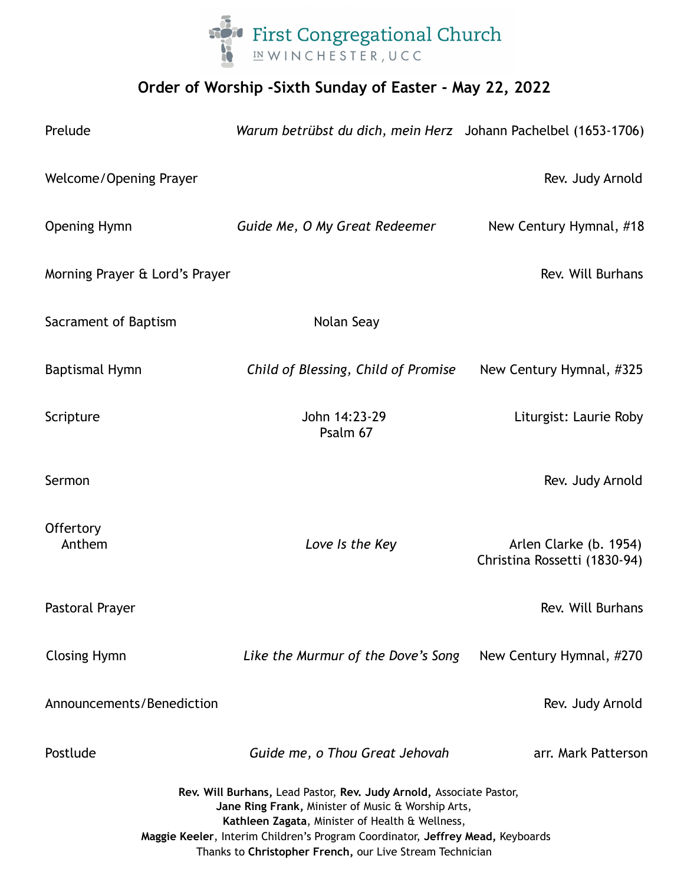First Congregational Church
IN WINCHESTER, UCC

## Order of Worship -Sixth Sunday of Easter - May 22, 2022

| | | |
|---|---|---|
| Prelude | *Warum betrübst du dich, mein Herz* | Johann Pachelbel (1653-1706) |
| Welcome/Opening Prayer | | Rev. Judy Arnold |
| Opening Hymn | *Guide Me, O My Great Redeemer* | New Century Hymnal, #18 |
| Morning Prayer & Lord's Prayer | | Rev. Will Burhans |
| Sacrament of Baptism | Nolan Seay | |
| Baptismal Hymn | *Child of Blessing, Child of Promise* | New Century Hymnal, #325 |
| Scripture | John 14:23-29<br>Psalm 67 | Liturgist: Laurie Roby |
| Sermon | | Rev. Judy Arnold |
| Offertory<br>Anthem | *Love Is the Key* | Arlen Clarke (b. 1954)<br>Christina Rossetti (1830-94) |
| Pastoral Prayer | | Rev. Will Burhans |
| Closing Hymn | *Like the Murmur of the Dove's Song* | New Century Hymnal, #270 |
| Announcements/Benediction | | Rev. Judy Arnold |
| Postlude | *Guide me, o Thou Great Jehovah* | arr. Mark Patterson |

**Rev. Will Burhans,** Lead Pastor, **Rev. Judy Arnold,** Associate Pastor,
**Jane Ring Frank,** Minister of Music & Worship Arts,
**Kathleen Zagata**, Minister of Health & Wellness,
**Maggie Keeler**, Interim Children's Program Coordinator, **Jeffrey Mead,** Keyboards
Thanks to **Christopher French,** our Live Stream Technician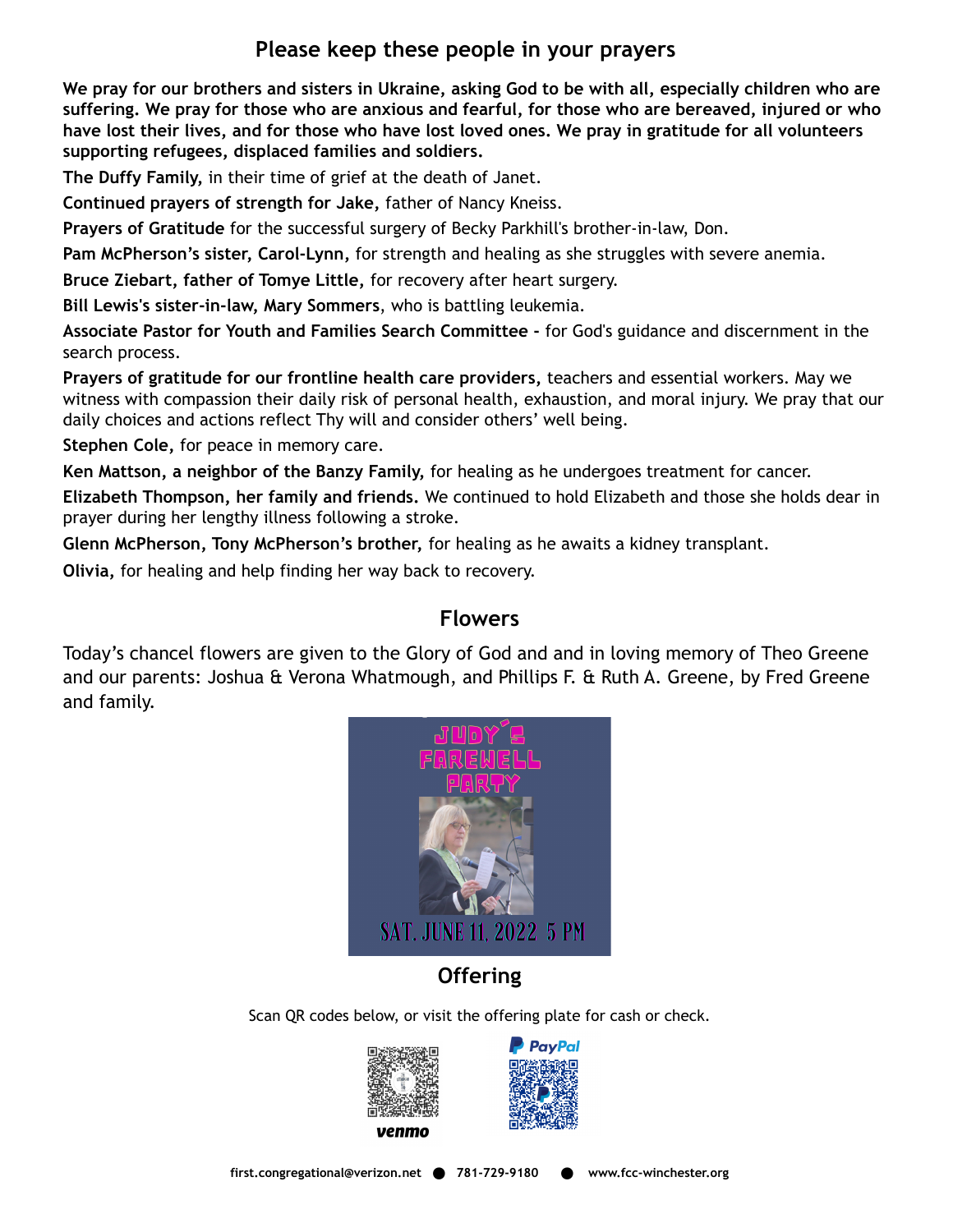## Please keep these people in your prayers

**We pray for our brothers and sisters in Ukraine, asking God to be with all, especially children who are suffering. We pray for those who are anxious and fearful, for those who are bereaved, injured or who have lost their lives, and for those who have lost loved ones. We pray in gratitude for all volunteers supporting refugees, displaced families and soldiers.**

**The Duffy Family,** in their time of grief at the death of Janet.

**Continued prayers of strength for Jake,** father of Nancy Kneiss.

**Prayers of Gratitude** for the successful surgery of Becky Parkhill's brother-in-law, Don.

**Pam McPherson's sister, Carol-Lynn,** for strength and healing as she struggles with severe anemia.

**Bruce Ziebart, father of Tomye Little,** for recovery after heart surgery.

**Bill Lewis's sister-in-law, Mary Sommers**, who is battling leukemia.

**Associate Pastor for Youth and Families Search Committee -** for God's guidance and discernment in the search process.

**Prayers of gratitude for our frontline health care providers,** teachers and essential workers. May we witness with compassion their daily risk of personal health, exhaustion, and moral injury. We pray that our daily choices and actions reflect Thy will and consider others' well being.

**Stephen Cole,** for peace in memory care.

**Ken Mattson, a neighbor of the Banzy Family,** for healing as he undergoes treatment for cancer.

**Elizabeth Thompson, her family and friends.** We continued to hold Elizabeth and those she holds dear in prayer during her lengthy illness following a stroke.

**Glenn McPherson, Tony McPherson's brother,** for healing as he awaits a kidney transplant.

**Olivia,** for healing and help finding her way back to recovery.

## Flowers

Today's chancel flowers are given to the Glory of God and and in loving memory of Theo Greene and our parents: Joshua & Verona Whatmough, and Phillips F. & Ruth A. Greene, by Fred Greene and family.

JUDY'S FAREWELL PARTY

SAT. JUNE 11, 2022 5 PM

## Offering

Scan QR codes below, or visit the offering plate for cash or check.

venmo

PayPal

first.congregational@verizon.net ● 781-729-9180 ● www.fcc-winchester.org